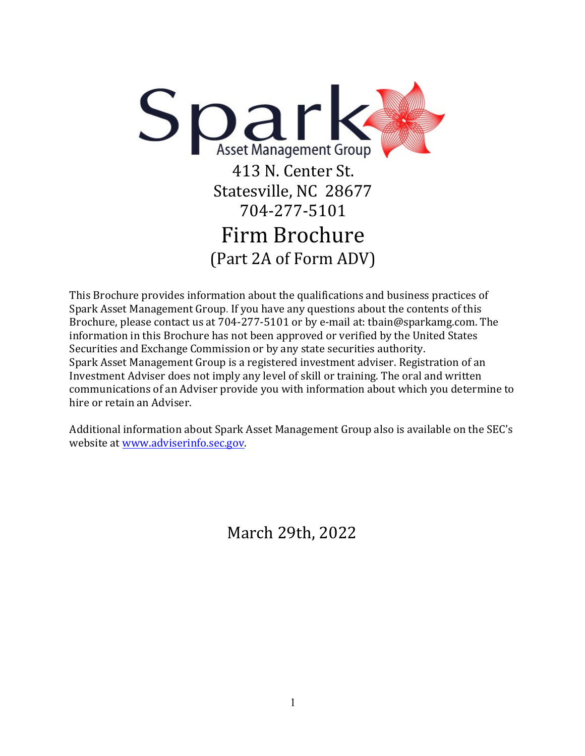# Spark Asset Management Group

413 N. Center St.
Statesville, NC 28677
704-277-5101

# Firm Brochure

## (Part 2A of Form ADV)

This Brochure provides information about the qualifications and business practices of Spark Asset Management Group. If you have any questions about the contents of this Brochure, please contact us at 704-277-5101 or by e-mail at: tbain@sparkamg.com. The information in this Brochure has not been approved or verified by the United States Securities and Exchange Commission or by any state securities authority.
Spark Asset Management Group is a registered investment adviser. Registration of an Investment Adviser does not imply any level of skill or training. The oral and written communications of an Adviser provide you with information about which you determine to hire or retain an Adviser.

Additional information about Spark Asset Management Group also is available on the SEC's website at [www.adviserinfo.sec.gov](www.adviserinfo.sec.gov).

March 29th, 2022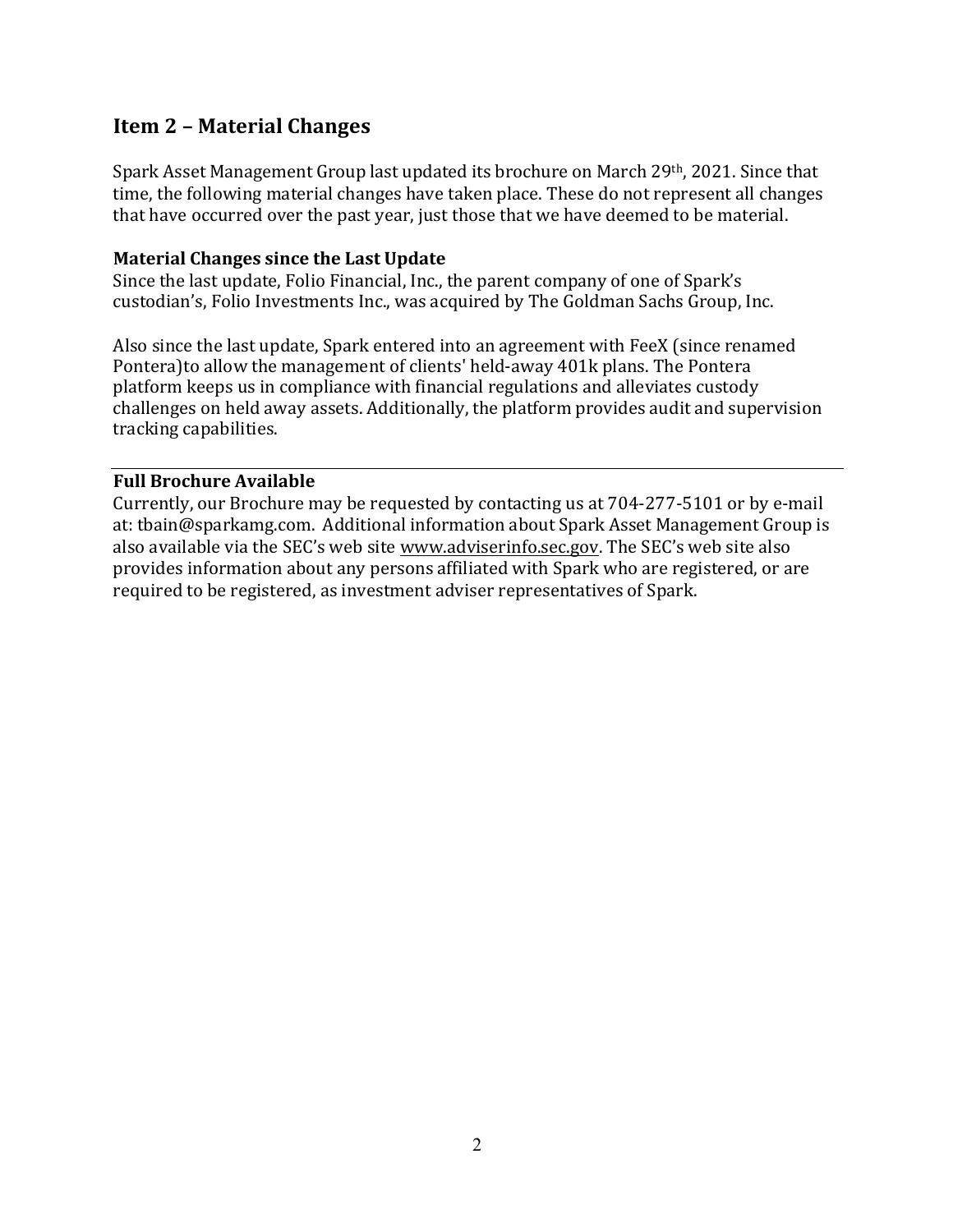## Item 2 – Material Changes

Spark Asset Management Group last updated its brochure on March 29th, 2021. Since that time, the following material changes have taken place. These do not represent all changes that have occurred over the past year, just those that we have deemed to be material.

### Material Changes since the Last Update

Since the last update, Folio Financial, Inc., the parent company of one of Spark's custodian's, Folio Investments Inc., was acquired by The Goldman Sachs Group, Inc.

Also since the last update, Spark entered into an agreement with FeeX (since renamed Pontera)to allow the management of clients' held-away 401k plans. The Pontera platform keeps us in compliance with financial regulations and alleviates custody challenges on held away assets. Additionally, the platform provides audit and supervision tracking capabilities.

### Full Brochure Available

Currently, our Brochure may be requested by contacting us at 704-277-5101 or by e-mail at: tbain@sparkamg.com. Additional information about Spark Asset Management Group is also available via the SEC's web site www.adviserinfo.sec.gov. The SEC's web site also provides information about any persons affiliated with Spark who are registered, or are required to be registered, as investment adviser representatives of Spark.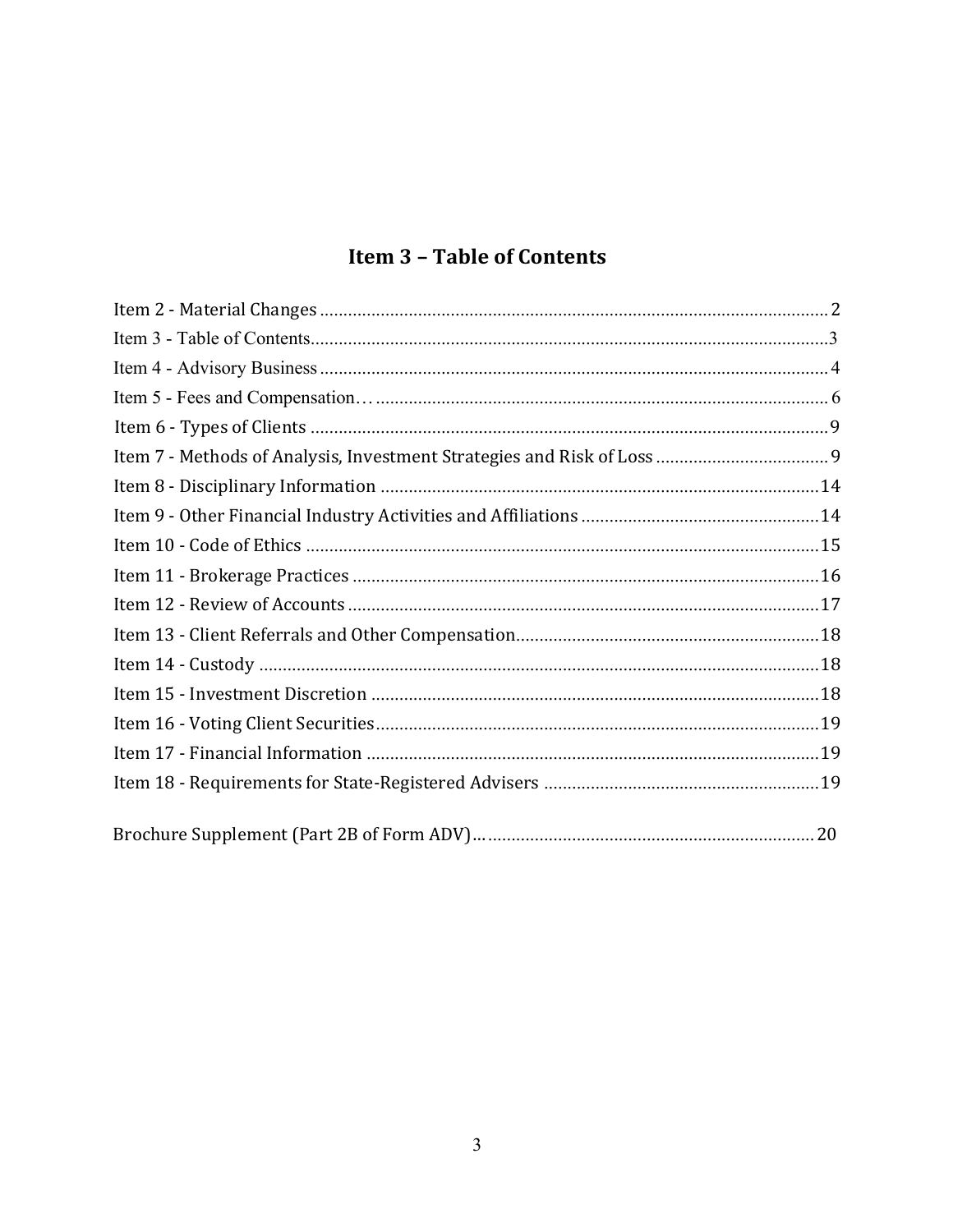## Item 3 – Table of Contents

Item 2 - Material Changes .......... 2
Item 3 - Table of Contents .......... 3
Item 4 - Advisory Business .......... 4
Item 5 - Fees and Compensation… .......... 6
Item 6 - Types of Clients .......... 9
Item 7 - Methods of Analysis, Investment Strategies and Risk of Loss .......... 9
Item 8 - Disciplinary Information .......... 14
Item 9 - Other Financial Industry Activities and Affiliations .......... 14
Item 10 - Code of Ethics .......... 15
Item 11 - Brokerage Practices .......... 16
Item 12 - Review of Accounts .......... 17
Item 13 - Client Referrals and Other Compensation .......... 18
Item 14 - Custody .......... 18
Item 15 - Investment Discretion .......... 18
Item 16 - Voting Client Securities .......... 19
Item 17 - Financial Information .......... 19
Item 18 - Requirements for State-Registered Advisers .......... 19

Brochure Supplement (Part 2B of Form ADV)… .......... 20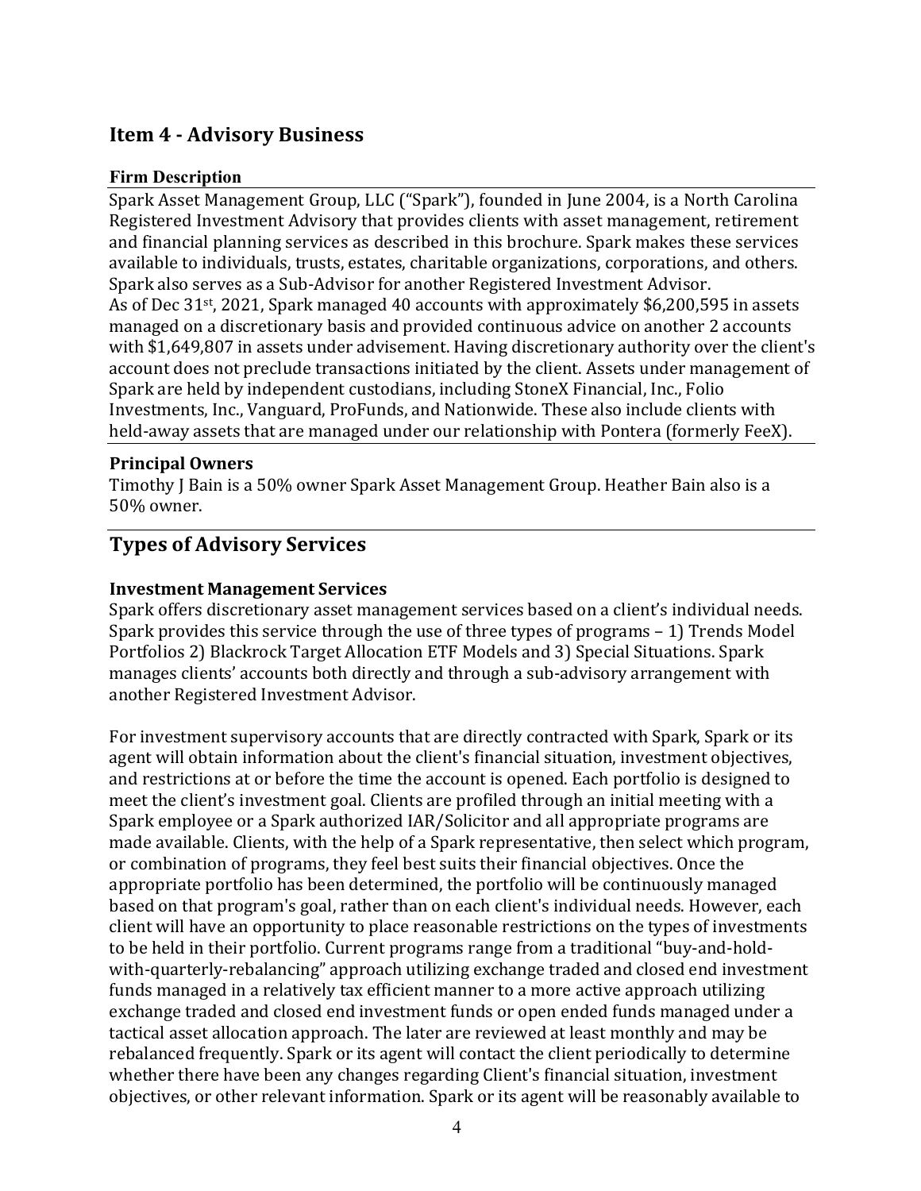## Item 4 - Advisory Business

### Firm Description

Spark Asset Management Group, LLC ("Spark"), founded in June 2004, is a North Carolina Registered Investment Advisory that provides clients with asset management, retirement and financial planning services as described in this brochure. Spark makes these services available to individuals, trusts, estates, charitable organizations, corporations, and others. Spark also serves as a Sub-Advisor for another Registered Investment Advisor.
As of Dec 31st, 2021, Spark managed 40 accounts with approximately $6,200,595 in assets managed on a discretionary basis and provided continuous advice on another 2 accounts with $1,649,807 in assets under advisement. Having discretionary authority over the client's account does not preclude transactions initiated by the client. Assets under management of Spark are held by independent custodians, including StoneX Financial, Inc., Folio Investments, Inc., Vanguard, ProFunds, and Nationwide. These also include clients with held-away assets that are managed under our relationship with Pontera (formerly FeeX).

### Principal Owners

Timothy J Bain is a 50% owner Spark Asset Management Group. Heather Bain also is a 50% owner.

## Types of Advisory Services

### Investment Management Services

Spark offers discretionary asset management services based on a client's individual needs. Spark provides this service through the use of three types of programs – 1) Trends Model Portfolios 2) Blackrock Target Allocation ETF Models and 3) Special Situations. Spark manages clients' accounts both directly and through a sub-advisory arrangement with another Registered Investment Advisor.

For investment supervisory accounts that are directly contracted with Spark, Spark or its agent will obtain information about the client's financial situation, investment objectives, and restrictions at or before the time the account is opened. Each portfolio is designed to meet the client's investment goal. Clients are profiled through an initial meeting with a Spark employee or a Spark authorized IAR/Solicitor and all appropriate programs are made available. Clients, with the help of a Spark representative, then select which program, or combination of programs, they feel best suits their financial objectives. Once the appropriate portfolio has been determined, the portfolio will be continuously managed based on that program's goal, rather than on each client's individual needs. However, each client will have an opportunity to place reasonable restrictions on the types of investments to be held in their portfolio. Current programs range from a traditional "buy-and-hold-with-quarterly-rebalancing" approach utilizing exchange traded and closed end investment funds managed in a relatively tax efficient manner to a more active approach utilizing exchange traded and closed end investment funds or open ended funds managed under a tactical asset allocation approach. The later are reviewed at least monthly and may be rebalanced frequently. Spark or its agent will contact the client periodically to determine whether there have been any changes regarding Client's financial situation, investment objectives, or other relevant information. Spark or its agent will be reasonably available to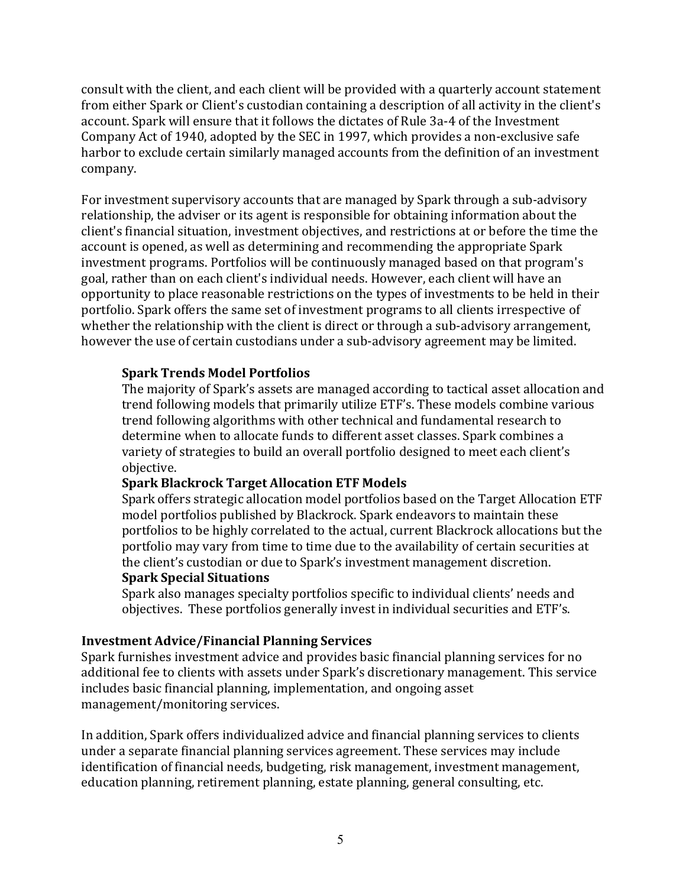consult with the client, and each client will be provided with a quarterly account statement from either Spark or Client's custodian containing a description of all activity in the client's account. Spark will ensure that it follows the dictates of Rule 3a-4 of the Investment Company Act of 1940, adopted by the SEC in 1997, which provides a non-exclusive safe harbor to exclude certain similarly managed accounts from the definition of an investment company.

For investment supervisory accounts that are managed by Spark through a sub-advisory relationship, the adviser or its agent is responsible for obtaining information about the client's financial situation, investment objectives, and restrictions at or before the time the account is opened, as well as determining and recommending the appropriate Spark investment programs. Portfolios will be continuously managed based on that program's goal, rather than on each client's individual needs. However, each client will have an opportunity to place reasonable restrictions on the types of investments to be held in their portfolio. Spark offers the same set of investment programs to all clients irrespective of whether the relationship with the client is direct or through a sub-advisory arrangement, however the use of certain custodians under a sub-advisory agreement may be limited.

**Spark Trends Model Portfolios**
The majority of Spark's assets are managed according to tactical asset allocation and trend following models that primarily utilize ETF's. These models combine various trend following algorithms with other technical and fundamental research to determine when to allocate funds to different asset classes. Spark combines a variety of strategies to build an overall portfolio designed to meet each client's objective.

**Spark Blackrock Target Allocation ETF Models**
Spark offers strategic allocation model portfolios based on the Target Allocation ETF model portfolios published by Blackrock. Spark endeavors to maintain these portfolios to be highly correlated to the actual, current Blackrock allocations but the portfolio may vary from time to time due to the availability of certain securities at the client's custodian or due to Spark's investment management discretion.

**Spark Special Situations**
Spark also manages specialty portfolios specific to individual clients' needs and objectives. These portfolios generally invest in individual securities and ETF's.

**Investment Advice/Financial Planning Services**

Spark furnishes investment advice and provides basic financial planning services for no additional fee to clients with assets under Spark's discretionary management. This service includes basic financial planning, implementation, and ongoing asset management/monitoring services.

In addition, Spark offers individualized advice and financial planning services to clients under a separate financial planning services agreement. These services may include identification of financial needs, budgeting, risk management, investment management, education planning, retirement planning, estate planning, general consulting, etc.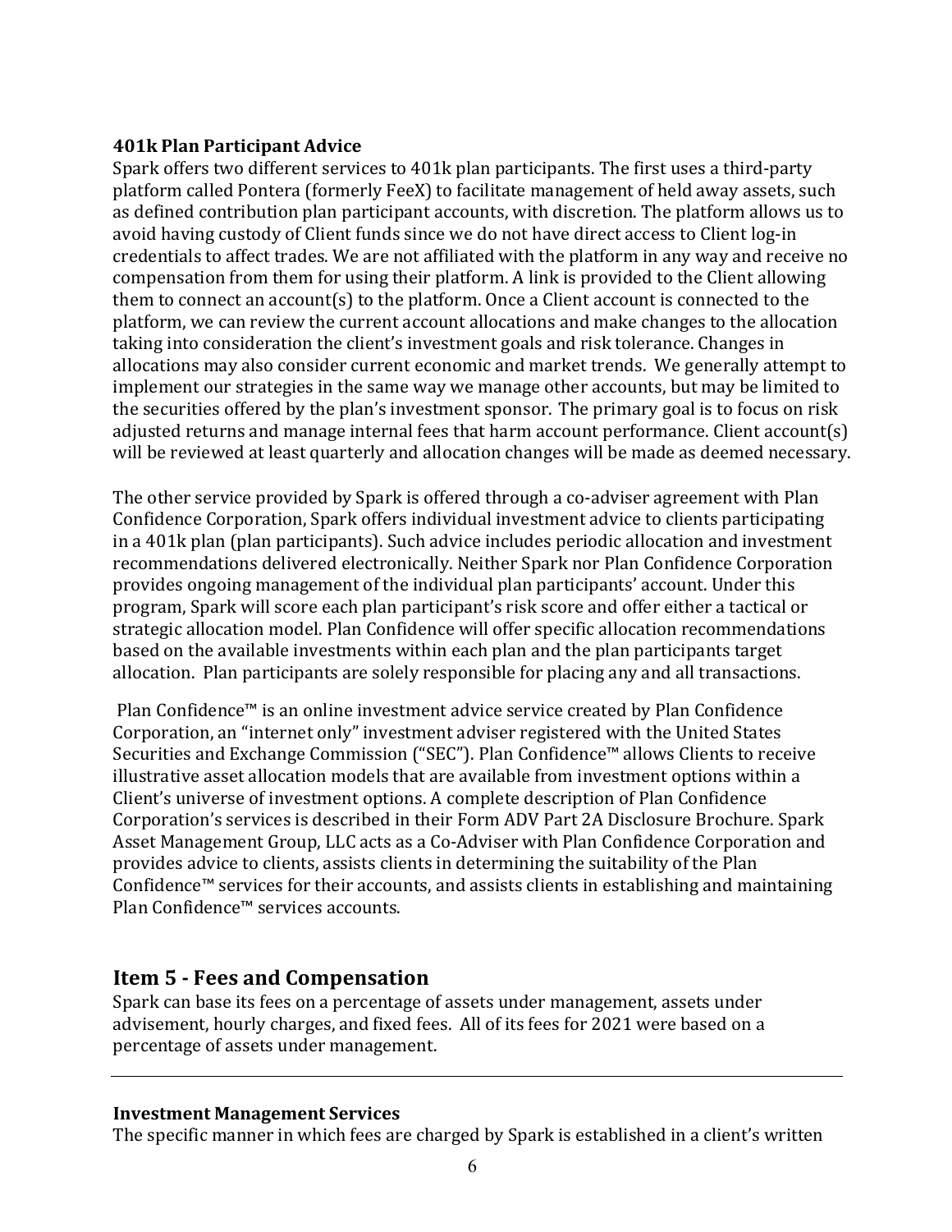### 401k Plan Participant Advice

Spark offers two different services to 401k plan participants. The first uses a third-party platform called Pontera (formerly FeeX) to facilitate management of held away assets, such as defined contribution plan participant accounts, with discretion. The platform allows us to avoid having custody of Client funds since we do not have direct access to Client log-in credentials to affect trades. We are not affiliated with the platform in any way and receive no compensation from them for using their platform. A link is provided to the Client allowing them to connect an account(s) to the platform. Once a Client account is connected to the platform, we can review the current account allocations and make changes to the allocation taking into consideration the client's investment goals and risk tolerance. Changes in allocations may also consider current economic and market trends. We generally attempt to implement our strategies in the same way we manage other accounts, but may be limited to the securities offered by the plan's investment sponsor. The primary goal is to focus on risk adjusted returns and manage internal fees that harm account performance. Client account(s) will be reviewed at least quarterly and allocation changes will be made as deemed necessary.

The other service provided by Spark is offered through a co-adviser agreement with Plan Confidence Corporation, Spark offers individual investment advice to clients participating in a 401k plan (plan participants). Such advice includes periodic allocation and investment recommendations delivered electronically. Neither Spark nor Plan Confidence Corporation provides ongoing management of the individual plan participants' account. Under this program, Spark will score each plan participant's risk score and offer either a tactical or strategic allocation model. Plan Confidence will offer specific allocation recommendations based on the available investments within each plan and the plan participants target allocation. Plan participants are solely responsible for placing any and all transactions.

Plan Confidence™ is an online investment advice service created by Plan Confidence Corporation, an "internet only" investment adviser registered with the United States Securities and Exchange Commission ("SEC"). Plan Confidence™ allows Clients to receive illustrative asset allocation models that are available from investment options within a Client's universe of investment options. A complete description of Plan Confidence Corporation's services is described in their Form ADV Part 2A Disclosure Brochure. Spark Asset Management Group, LLC acts as a Co-Adviser with Plan Confidence Corporation and provides advice to clients, assists clients in determining the suitability of the Plan Confidence™ services for their accounts, and assists clients in establishing and maintaining Plan Confidence™ services accounts.

## Item 5 - Fees and Compensation

Spark can base its fees on a percentage of assets under management, assets under advisement, hourly charges, and fixed fees. All of its fees for 2021 were based on a percentage of assets under management.

---

### Investment Management Services

The specific manner in which fees are charged by Spark is established in a client's written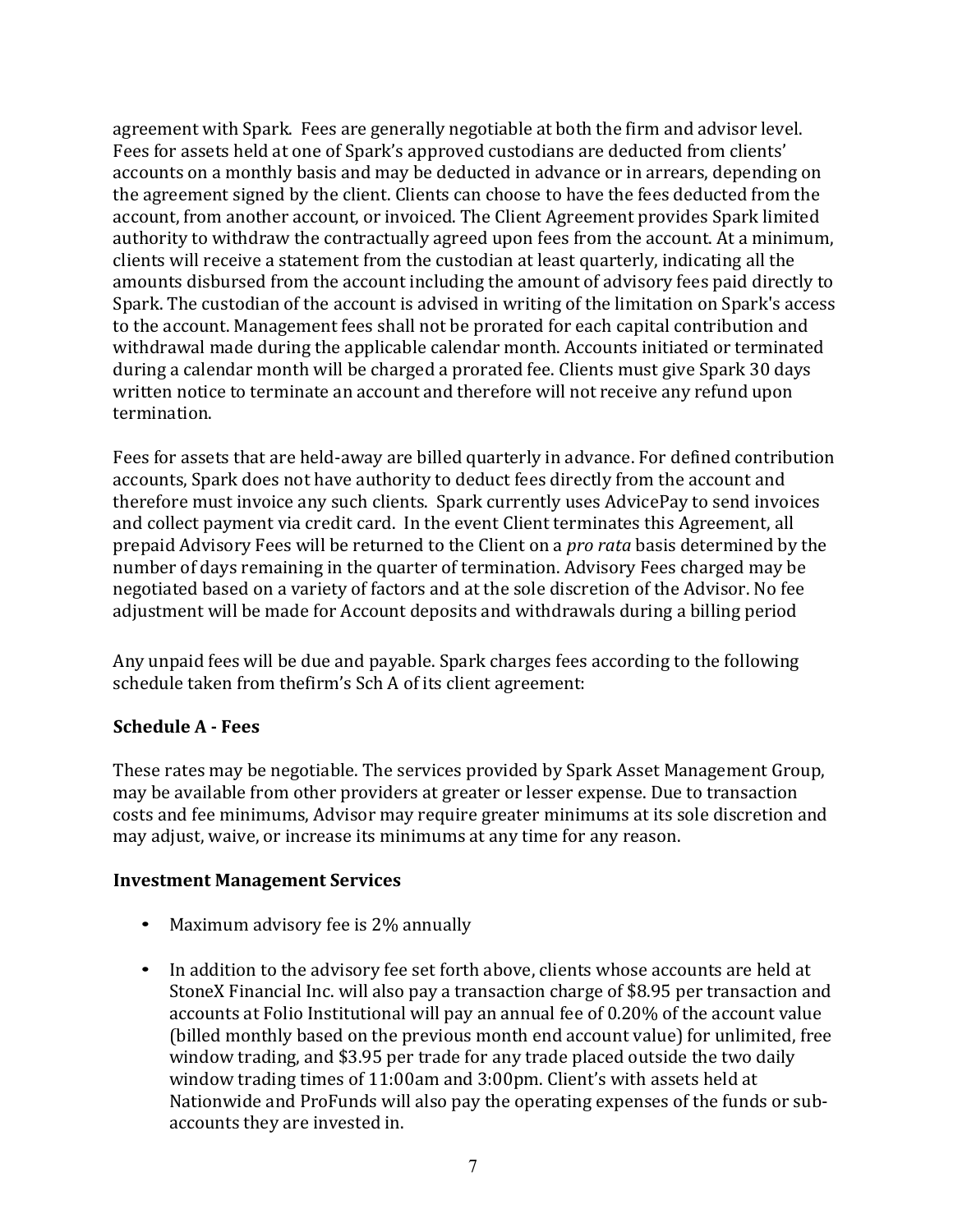agreement with Spark. Fees are generally negotiable at both the firm and advisor level. Fees for assets held at one of Spark's approved custodians are deducted from clients' accounts on a monthly basis and may be deducted in advance or in arrears, depending on the agreement signed by the client. Clients can choose to have the fees deducted from the account, from another account, or invoiced. The Client Agreement provides Spark limited authority to withdraw the contractually agreed upon fees from the account. At a minimum, clients will receive a statement from the custodian at least quarterly, indicating all the amounts disbursed from the account including the amount of advisory fees paid directly to Spark. The custodian of the account is advised in writing of the limitation on Spark's access to the account. Management fees shall not be prorated for each capital contribution and withdrawal made during the applicable calendar month. Accounts initiated or terminated during a calendar month will be charged a prorated fee. Clients must give Spark 30 days written notice to terminate an account and therefore will not receive any refund upon termination.

Fees for assets that are held-away are billed quarterly in advance. For defined contribution accounts, Spark does not have authority to deduct fees directly from the account and therefore must invoice any such clients. Spark currently uses AdvicePay to send invoices and collect payment via credit card. In the event Client terminates this Agreement, all prepaid Advisory Fees will be returned to the Client on a *pro rata* basis determined by the number of days remaining in the quarter of termination. Advisory Fees charged may be negotiated based on a variety of factors and at the sole discretion of the Advisor. No fee adjustment will be made for Account deposits and withdrawals during a billing period

Any unpaid fees will be due and payable. Spark charges fees according to the following schedule taken from thefirm's Sch A of its client agreement:

**Schedule A - Fees**

These rates may be negotiable. The services provided by Spark Asset Management Group, may be available from other providers at greater or lesser expense. Due to transaction costs and fee minimums, Advisor may require greater minimums at its sole discretion and may adjust, waive, or increase its minimums at any time for any reason.

**Investment Management Services**

- Maximum advisory fee is 2% annually
- In addition to the advisory fee set forth above, clients whose accounts are held at StoneX Financial Inc. will also pay a transaction charge of $8.95 per transaction and accounts at Folio Institutional will pay an annual fee of 0.20% of the account value (billed monthly based on the previous month end account value) for unlimited, free window trading, and $3.95 per trade for any trade placed outside the two daily window trading times of 11:00am and 3:00pm. Client's with assets held at Nationwide and ProFunds will also pay the operating expenses of the funds or sub-accounts they are invested in.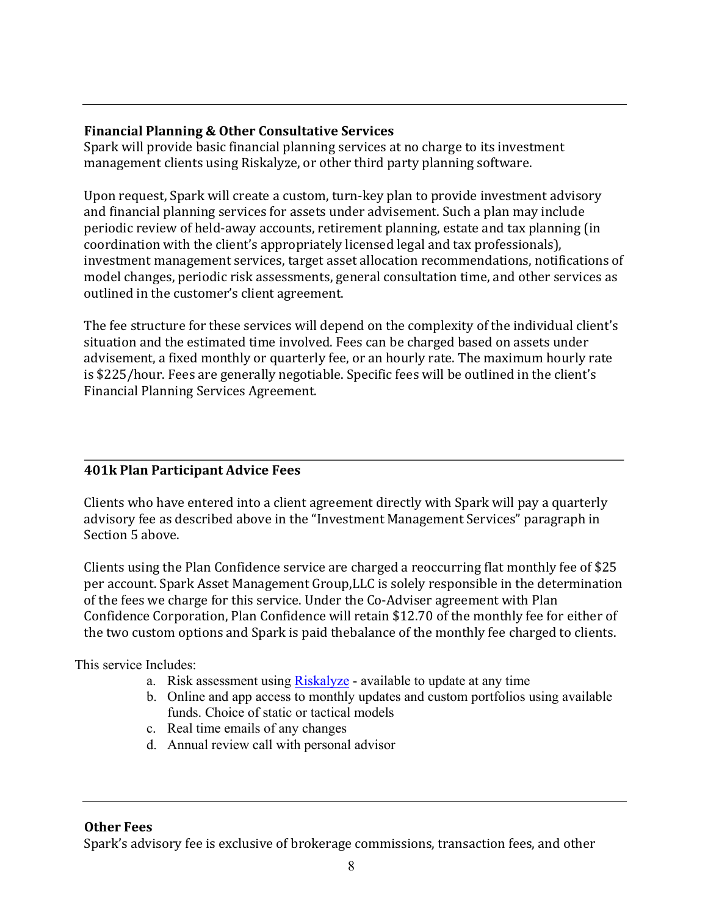### Financial Planning & Other Consultative Services

Spark will provide basic financial planning services at no charge to its investment management clients using Riskalyze, or other third party planning software.

Upon request, Spark will create a custom, turn-key plan to provide investment advisory and financial planning services for assets under advisement. Such a plan may include periodic review of held-away accounts, retirement planning, estate and tax planning (in coordination with the client's appropriately licensed legal and tax professionals), investment management services, target asset allocation recommendations, notifications of model changes, periodic risk assessments, general consultation time, and other services as outlined in the customer's client agreement.

The fee structure for these services will depend on the complexity of the individual client's situation and the estimated time involved. Fees can be charged based on assets under advisement, a fixed monthly or quarterly fee, or an hourly rate. The maximum hourly rate is $225/hour. Fees are generally negotiable. Specific fees will be outlined in the client's Financial Planning Services Agreement.

### 401k Plan Participant Advice Fees

Clients who have entered into a client agreement directly with Spark will pay a quarterly advisory fee as described above in the "Investment Management Services" paragraph in Section 5 above.

Clients using the Plan Confidence service are charged a reoccurring flat monthly fee of $25 per account. Spark Asset Management Group,LLC is solely responsible in the determination of the fees we charge for this service. Under the Co-Adviser agreement with Plan Confidence Corporation, Plan Confidence will retain $12.70 of the monthly fee for either of the two custom options and Spark is paid thebalance of the monthly fee charged to clients.

This service Includes:

a. Risk assessment using Riskalyze - available to update at any time
b. Online and app access to monthly updates and custom portfolios using available funds. Choice of static or tactical models
c. Real time emails of any changes
d. Annual review call with personal advisor

### Other Fees

Spark's advisory fee is exclusive of brokerage commissions, transaction fees, and other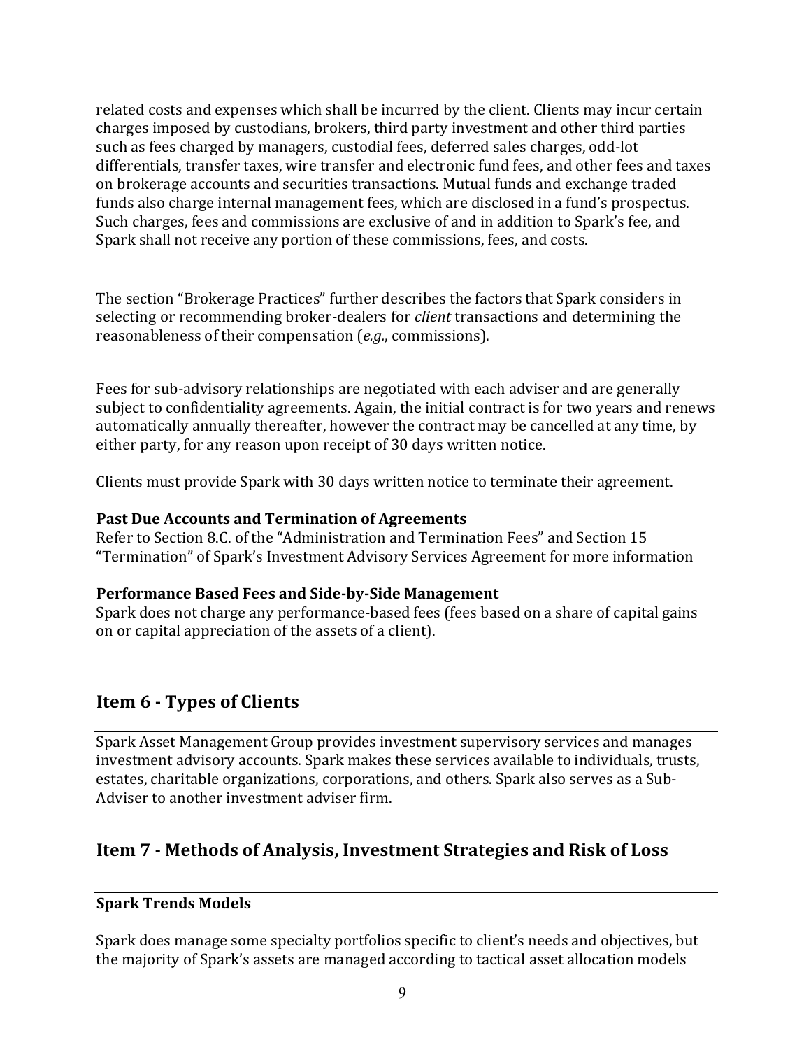related costs and expenses which shall be incurred by the client. Clients may incur certain charges imposed by custodians, brokers, third party investment and other third parties such as fees charged by managers, custodial fees, deferred sales charges, odd-lot differentials, transfer taxes, wire transfer and electronic fund fees, and other fees and taxes on brokerage accounts and securities transactions. Mutual funds and exchange traded funds also charge internal management fees, which are disclosed in a fund's prospectus. Such charges, fees and commissions are exclusive of and in addition to Spark's fee, and Spark shall not receive any portion of these commissions, fees, and costs.

The section "Brokerage Practices" further describes the factors that Spark considers in selecting or recommending broker-dealers for *client* transactions and determining the reasonableness of their compensation (*e.g.*, commissions).

Fees for sub-advisory relationships are negotiated with each adviser and are generally subject to confidentiality agreements. Again, the initial contract is for two years and renews automatically annually thereafter, however the contract may be cancelled at any time, by either party, for any reason upon receipt of 30 days written notice.

Clients must provide Spark with 30 days written notice to terminate their agreement.

**Past Due Accounts and Termination of Agreements**
Refer to Section 8.C. of the "Administration and Termination Fees" and Section 15 "Termination" of Spark's Investment Advisory Services Agreement for more information

**Performance Based Fees and Side-by-Side Management**
Spark does not charge any performance-based fees (fees based on a share of capital gains on or capital appreciation of the assets of a client).

## Item 6 - Types of Clients

Spark Asset Management Group provides investment supervisory services and manages investment advisory accounts. Spark makes these services available to individuals, trusts, estates, charitable organizations, corporations, and others. Spark also serves as a Sub-Adviser to another investment adviser firm.

## Item 7 - Methods of Analysis, Investment Strategies and Risk of Loss

**Spark Trends Models**

Spark does manage some specialty portfolios specific to client's needs and objectives, but the majority of Spark's assets are managed according to tactical asset allocation models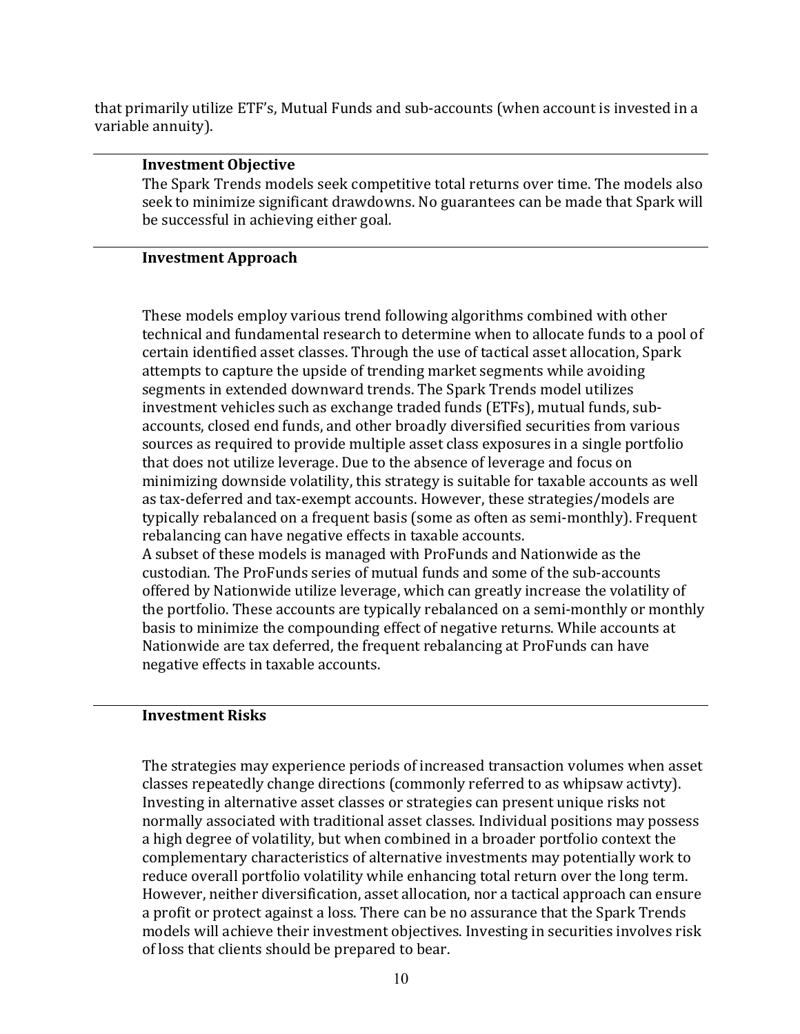that primarily utilize ETF's, Mutual Funds and sub-accounts (when account is invested in a variable annuity).

---

**Investment Objective**

The Spark Trends models seek competitive total returns over time. The models also seek to minimize significant drawdowns. No guarantees can be made that Spark will be successful in achieving either goal.

---

**Investment Approach**

These models employ various trend following algorithms combined with other technical and fundamental research to determine when to allocate funds to a pool of certain identified asset classes. Through the use of tactical asset allocation, Spark attempts to capture the upside of trending market segments while avoiding segments in extended downward trends. The Spark Trends model utilizes investment vehicles such as exchange traded funds (ETFs), mutual funds, sub-accounts, closed end funds, and other broadly diversified securities from various sources as required to provide multiple asset class exposures in a single portfolio that does not utilize leverage. Due to the absence of leverage and focus on minimizing downside volatility, this strategy is suitable for taxable accounts as well as tax-deferred and tax-exempt accounts. However, these strategies/models are typically rebalanced on a frequent basis (some as often as semi-monthly). Frequent rebalancing can have negative effects in taxable accounts.

A subset of these models is managed with ProFunds and Nationwide as the custodian. The ProFunds series of mutual funds and some of the sub-accounts offered by Nationwide utilize leverage, which can greatly increase the volatility of the portfolio. These accounts are typically rebalanced on a semi-monthly or monthly basis to minimize the compounding effect of negative returns. While accounts at Nationwide are tax deferred, the frequent rebalancing at ProFunds can have negative effects in taxable accounts.

---

**Investment Risks**

The strategies may experience periods of increased transaction volumes when asset classes repeatedly change directions (commonly referred to as whipsaw activty). Investing in alternative asset classes or strategies can present unique risks not normally associated with traditional asset classes. Individual positions may possess a high degree of volatility, but when combined in a broader portfolio context the complementary characteristics of alternative investments may potentially work to reduce overall portfolio volatility while enhancing total return over the long term. However, neither diversification, asset allocation, nor a tactical approach can ensure a profit or protect against a loss. There can be no assurance that the Spark Trends models will achieve their investment objectives. Investing in securities involves risk of loss that clients should be prepared to bear.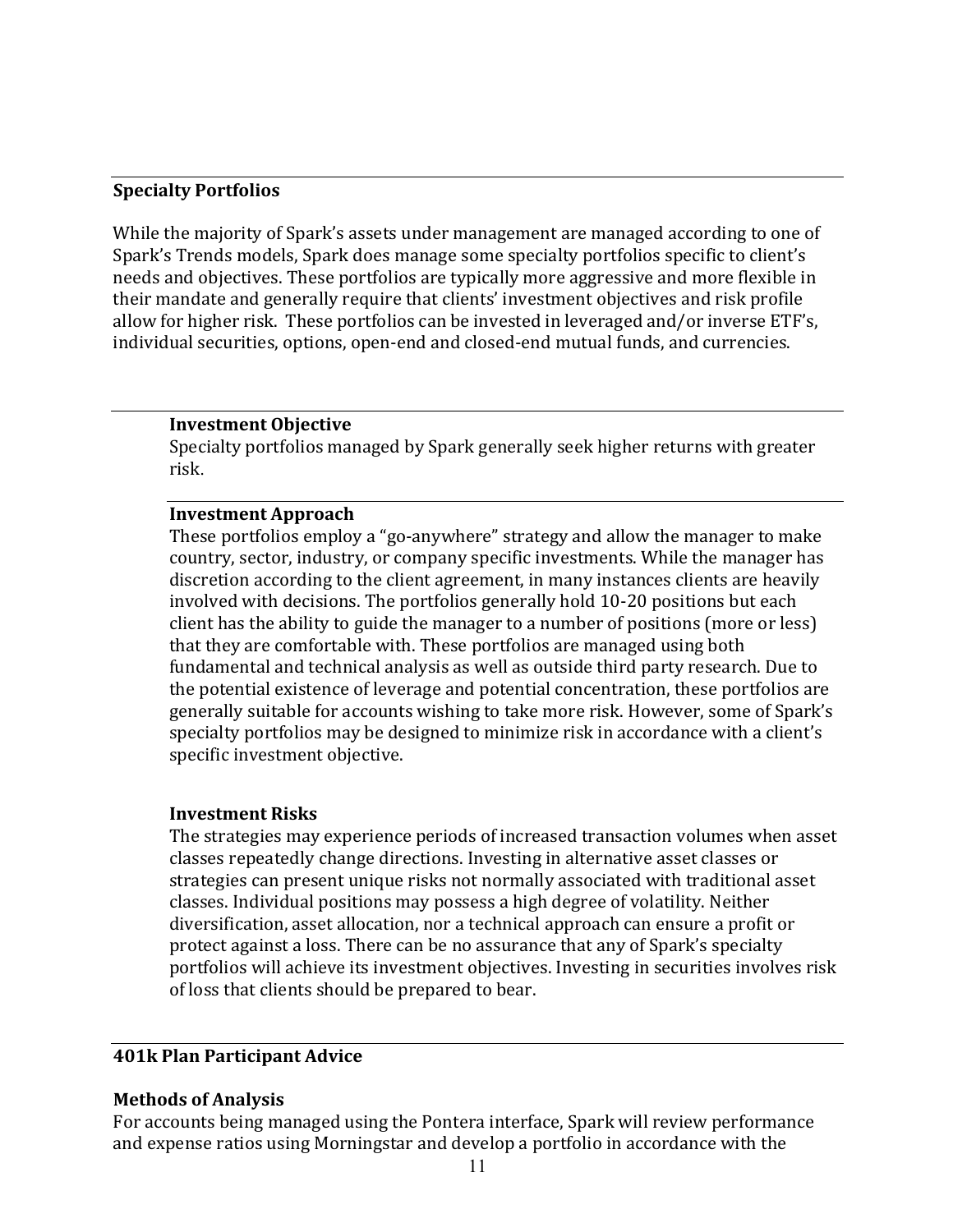## Specialty Portfolios

While the majority of Spark's assets under management are managed according to one of Spark's Trends models, Spark does manage some specialty portfolios specific to client's needs and objectives. These portfolios are typically more aggressive and more flexible in their mandate and generally require that clients' investment objectives and risk profile allow for higher risk. These portfolios can be invested in leveraged and/or inverse ETF's, individual securities, options, open-end and closed-end mutual funds, and currencies.

### Investment Objective

Specialty portfolios managed by Spark generally seek higher returns with greater risk.

### Investment Approach

These portfolios employ a "go-anywhere" strategy and allow the manager to make country, sector, industry, or company specific investments. While the manager has discretion according to the client agreement, in many instances clients are heavily involved with decisions. The portfolios generally hold 10-20 positions but each client has the ability to guide the manager to a number of positions (more or less) that they are comfortable with. These portfolios are managed using both fundamental and technical analysis as well as outside third party research. Due to the potential existence of leverage and potential concentration, these portfolios are generally suitable for accounts wishing to take more risk. However, some of Spark's specialty portfolios may be designed to minimize risk in accordance with a client's specific investment objective.

### Investment Risks

The strategies may experience periods of increased transaction volumes when asset classes repeatedly change directions. Investing in alternative asset classes or strategies can present unique risks not normally associated with traditional asset classes. Individual positions may possess a high degree of volatility. Neither diversification, asset allocation, nor a technical approach can ensure a profit or protect against a loss. There can be no assurance that any of Spark's specialty portfolios will achieve its investment objectives. Investing in securities involves risk of loss that clients should be prepared to bear.

## 401k Plan Participant Advice

### Methods of Analysis

For accounts being managed using the Pontera interface, Spark will review performance and expense ratios using Morningstar and develop a portfolio in accordance with the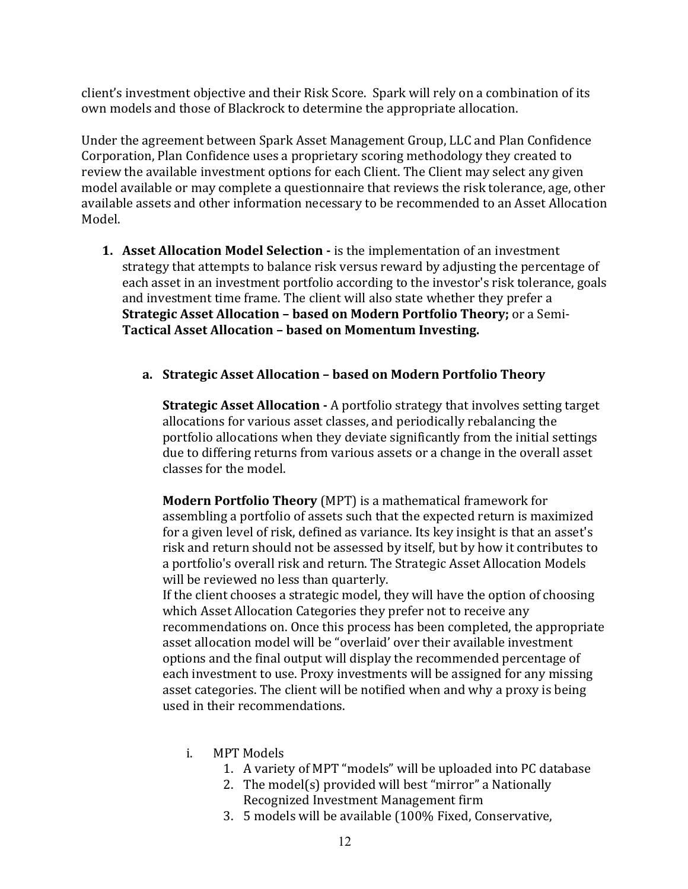client's investment objective and their Risk Score. Spark will rely on a combination of its own models and those of Blackrock to determine the appropriate allocation.

Under the agreement between Spark Asset Management Group, LLC and Plan Confidence Corporation, Plan Confidence uses a proprietary scoring methodology they created to review the available investment options for each Client. The Client may select any given model available or may complete a questionnaire that reviews the risk tolerance, age, other available assets and other information necessary to be recommended to an Asset Allocation Model.

1. **Asset Allocation Model Selection -** is the implementation of an investment strategy that attempts to balance risk versus reward by adjusting the percentage of each asset in an investment portfolio according to the investor's risk tolerance, goals and investment time frame. The client will also state whether they prefer a **Strategic Asset Allocation – based on Modern Portfolio Theory;** or a Semi-**Tactical Asset Allocation – based on Momentum Investing.**

   a. **Strategic Asset Allocation – based on Modern Portfolio Theory**

      **Strategic Asset Allocation -** A portfolio strategy that involves setting target allocations for various asset classes, and periodically rebalancing the portfolio allocations when they deviate significantly from the initial settings due to differing returns from various assets or a change in the overall asset classes for the model.

      **Modern Portfolio Theory** (MPT) is a mathematical framework for assembling a portfolio of assets such that the expected return is maximized for a given level of risk, defined as variance. Its key insight is that an asset's risk and return should not be assessed by itself, but by how it contributes to a portfolio's overall risk and return. The Strategic Asset Allocation Models will be reviewed no less than quarterly.
      If the client chooses a strategic model, they will have the option of choosing which Asset Allocation Categories they prefer not to receive any recommendations on. Once this process has been completed, the appropriate asset allocation model will be "overlaid' over their available investment options and the final output will display the recommended percentage of each investment to use. Proxy investments will be assigned for any missing asset categories. The client will be notified when and why a proxy is being used in their recommendations.

      i. MPT Models
         1. A variety of MPT "models" will be uploaded into PC database
         2. The model(s) provided will best "mirror" a Nationally Recognized Investment Management firm
         3. 5 models will be available (100% Fixed, Conservative,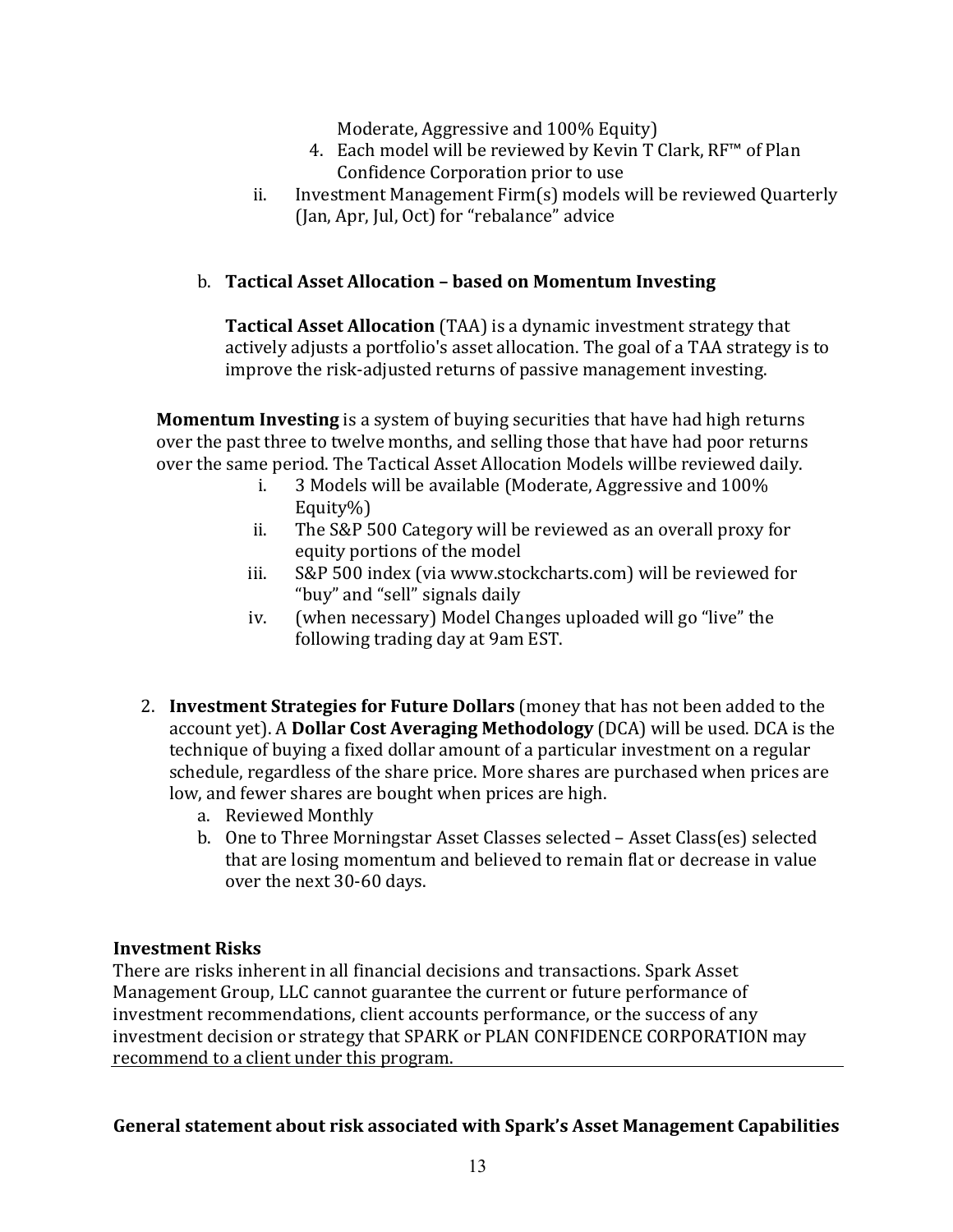Moderate, Aggressive and 100% Equity)

4. Each model will be reviewed by Kevin T Clark, RF™ of Plan Confidence Corporation prior to use

ii. Investment Management Firm(s) models will be reviewed Quarterly (Jan, Apr, Jul, Oct) for "rebalance" advice

b. **Tactical Asset Allocation – based on Momentum Investing**

**Tactical Asset Allocation** (TAA) is a dynamic investment strategy that actively adjusts a portfolio's asset allocation. The goal of a TAA strategy is to improve the risk-adjusted returns of passive management investing.

**Momentum Investing** is a system of buying securities that have had high returns over the past three to twelve months, and selling those that have had poor returns over the same period. The Tactical Asset Allocation Models willbe reviewed daily.

i. 3 Models will be available (Moderate, Aggressive and 100% Equity%)

ii. The S&P 500 Category will be reviewed as an overall proxy for equity portions of the model

iii. S&P 500 index (via www.stockcharts.com) will be reviewed for "buy" and "sell" signals daily

iv. (when necessary) Model Changes uploaded will go "live" the following trading day at 9am EST.

2. **Investment Strategies for Future Dollars** (money that has not been added to the account yet). A **Dollar Cost Averaging Methodology** (DCA) will be used. DCA is the technique of buying a fixed dollar amount of a particular investment on a regular schedule, regardless of the share price. More shares are purchased when prices are low, and fewer shares are bought when prices are high.
   a. Reviewed Monthly
   b. One to Three Morningstar Asset Classes selected – Asset Class(es) selected that are losing momentum and believed to remain flat or decrease in value over the next 30-60 days.

**Investment Risks**

There are risks inherent in all financial decisions and transactions. Spark Asset Management Group, LLC cannot guarantee the current or future performance of investment recommendations, client accounts performance, or the success of any investment decision or strategy that SPARK or PLAN CONFIDENCE CORPORATION may recommend to a client under this program.

**General statement about risk associated with Spark's Asset Management Capabilities**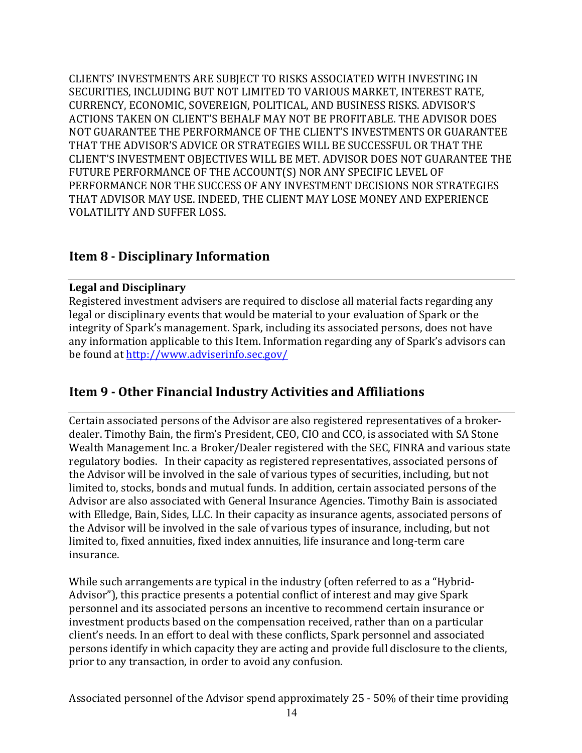CLIENTS' INVESTMENTS ARE SUBJECT TO RISKS ASSOCIATED WITH INVESTING IN SECURITIES, INCLUDING BUT NOT LIMITED TO VARIOUS MARKET, INTEREST RATE, CURRENCY, ECONOMIC, SOVEREIGN, POLITICAL, AND BUSINESS RISKS. ADVISOR'S ACTIONS TAKEN ON CLIENT'S BEHALF MAY NOT BE PROFITABLE. THE ADVISOR DOES NOT GUARANTEE THE PERFORMANCE OF THE CLIENT'S INVESTMENTS OR GUARANTEE THAT THE ADVISOR'S ADVICE OR STRATEGIES WILL BE SUCCESSFUL OR THAT THE CLIENT'S INVESTMENT OBJECTIVES WILL BE MET. ADVISOR DOES NOT GUARANTEE THE FUTURE PERFORMANCE OF THE ACCOUNT(S) NOR ANY SPECIFIC LEVEL OF PERFORMANCE NOR THE SUCCESS OF ANY INVESTMENT DECISIONS NOR STRATEGIES THAT ADVISOR MAY USE. INDEED, THE CLIENT MAY LOSE MONEY AND EXPERIENCE VOLATILITY AND SUFFER LOSS.

## Item 8 - Disciplinary Information

**Legal and Disciplinary**

Registered investment advisers are required to disclose all material facts regarding any legal or disciplinary events that would be material to your evaluation of Spark or the integrity of Spark's management. Spark, including its associated persons, does not have any information applicable to this Item. Information regarding any of Spark's advisors can be found at http://www.adviserinfo.sec.gov/

## Item 9 - Other Financial Industry Activities and Affiliations

Certain associated persons of the Advisor are also registered representatives of a broker-dealer. Timothy Bain, the firm's President, CEO, CIO and CCO, is associated with SA Stone Wealth Management Inc. a Broker/Dealer registered with the SEC, FINRA and various state regulatory bodies. In their capacity as registered representatives, associated persons of the Advisor will be involved in the sale of various types of securities, including, but not limited to, stocks, bonds and mutual funds. In addition, certain associated persons of the Advisor are also associated with General Insurance Agencies. Timothy Bain is associated with Elledge, Bain, Sides, LLC. In their capacity as insurance agents, associated persons of the Advisor will be involved in the sale of various types of insurance, including, but not limited to, fixed annuities, fixed index annuities, life insurance and long-term care insurance.

While such arrangements are typical in the industry (often referred to as a "Hybrid-Advisor"), this practice presents a potential conflict of interest and may give Spark personnel and its associated persons an incentive to recommend certain insurance or investment products based on the compensation received, rather than on a particular client's needs. In an effort to deal with these conflicts, Spark personnel and associated persons identify in which capacity they are acting and provide full disclosure to the clients, prior to any transaction, in order to avoid any confusion.

Associated personnel of the Advisor spend approximately 25 - 50% of their time providing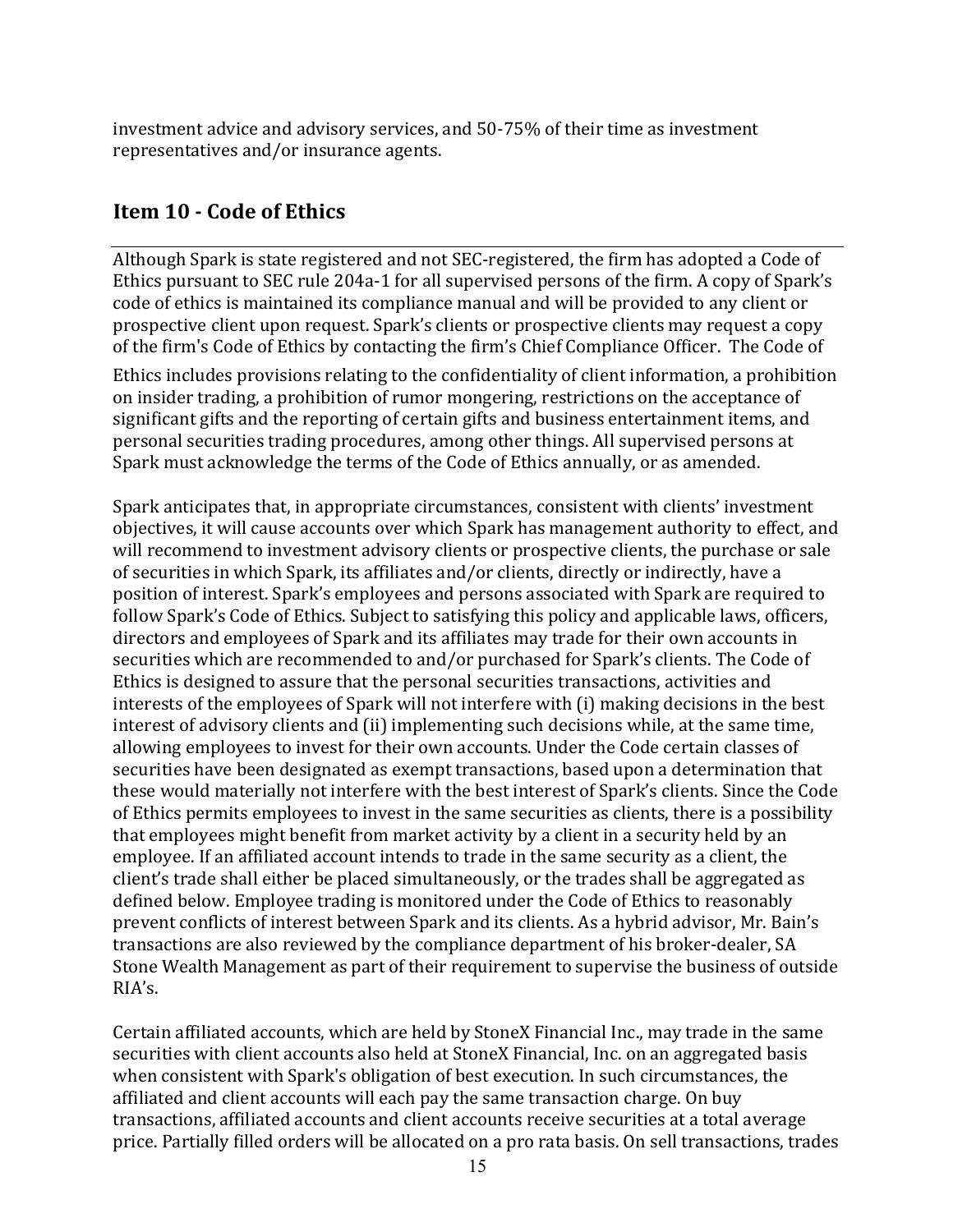investment advice and advisory services, and 50-75% of their time as investment representatives and/or insurance agents.

## Item 10 - Code of Ethics

Although Spark is state registered and not SEC-registered, the firm has adopted a Code of Ethics pursuant to SEC rule 204a-1 for all supervised persons of the firm. A copy of Spark's code of ethics is maintained its compliance manual and will be provided to any client or prospective client upon request. Spark's clients or prospective clients may request a copy of the firm's Code of Ethics by contacting the firm's Chief Compliance Officer. The Code of Ethics includes provisions relating to the confidentiality of client information, a prohibition on insider trading, a prohibition of rumor mongering, restrictions on the acceptance of significant gifts and the reporting of certain gifts and business entertainment items, and personal securities trading procedures, among other things. All supervised persons at Spark must acknowledge the terms of the Code of Ethics annually, or as amended.

Spark anticipates that, in appropriate circumstances, consistent with clients' investment objectives, it will cause accounts over which Spark has management authority to effect, and will recommend to investment advisory clients or prospective clients, the purchase or sale of securities in which Spark, its affiliates and/or clients, directly or indirectly, have a position of interest. Spark's employees and persons associated with Spark are required to follow Spark's Code of Ethics. Subject to satisfying this policy and applicable laws, officers, directors and employees of Spark and its affiliates may trade for their own accounts in securities which are recommended to and/or purchased for Spark's clients. The Code of Ethics is designed to assure that the personal securities transactions, activities and interests of the employees of Spark will not interfere with (i) making decisions in the best interest of advisory clients and (ii) implementing such decisions while, at the same time, allowing employees to invest for their own accounts. Under the Code certain classes of securities have been designated as exempt transactions, based upon a determination that these would materially not interfere with the best interest of Spark's clients. Since the Code of Ethics permits employees to invest in the same securities as clients, there is a possibility that employees might benefit from market activity by a client in a security held by an employee. If an affiliated account intends to trade in the same security as a client, the client's trade shall either be placed simultaneously, or the trades shall be aggregated as defined below. Employee trading is monitored under the Code of Ethics to reasonably prevent conflicts of interest between Spark and its clients. As a hybrid advisor, Mr. Bain's transactions are also reviewed by the compliance department of his broker-dealer, SA Stone Wealth Management as part of their requirement to supervise the business of outside RIA's.

Certain affiliated accounts, which are held by StoneX Financial Inc., may trade in the same securities with client accounts also held at StoneX Financial, Inc. on an aggregated basis when consistent with Spark's obligation of best execution. In such circumstances, the affiliated and client accounts will each pay the same transaction charge. On buy transactions, affiliated accounts and client accounts receive securities at a total average price. Partially filled orders will be allocated on a pro rata basis. On sell transactions, trades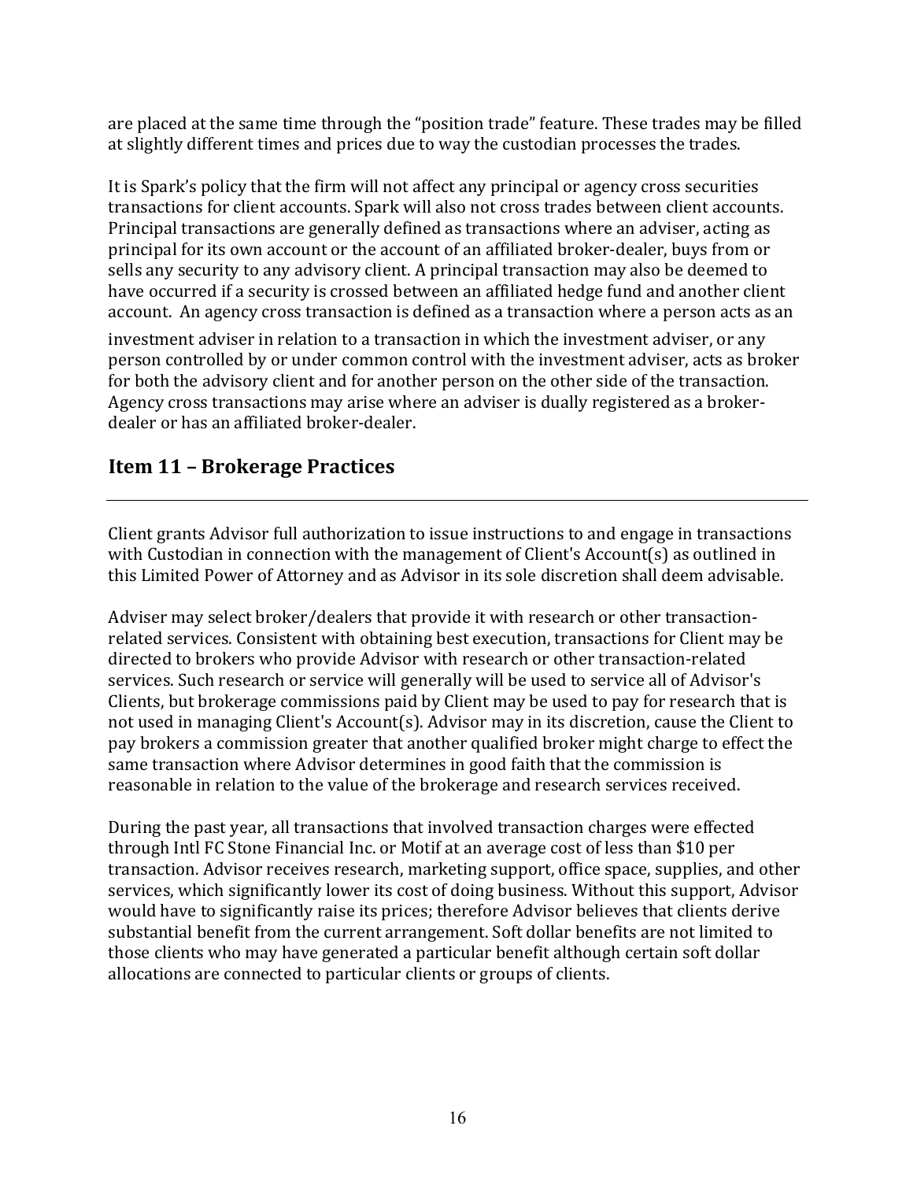are placed at the same time through the "position trade" feature. These trades may be filled at slightly different times and prices due to way the custodian processes the trades.

It is Spark's policy that the firm will not affect any principal or agency cross securities transactions for client accounts. Spark will also not cross trades between client accounts. Principal transactions are generally defined as transactions where an adviser, acting as principal for its own account or the account of an affiliated broker-dealer, buys from or sells any security to any advisory client. A principal transaction may also be deemed to have occurred if a security is crossed between an affiliated hedge fund and another client account. An agency cross transaction is defined as a transaction where a person acts as an investment adviser in relation to a transaction in which the investment adviser, or any person controlled by or under common control with the investment adviser, acts as broker for both the advisory client and for another person on the other side of the transaction. Agency cross transactions may arise where an adviser is dually registered as a broker-dealer or has an affiliated broker-dealer.

## Item 11 – Brokerage Practices

Client grants Advisor full authorization to issue instructions to and engage in transactions with Custodian in connection with the management of Client's Account(s) as outlined in this Limited Power of Attorney and as Advisor in its sole discretion shall deem advisable.

Adviser may select broker/dealers that provide it with research or other transaction-related services. Consistent with obtaining best execution, transactions for Client may be directed to brokers who provide Advisor with research or other transaction-related services. Such research or service will generally will be used to service all of Advisor's Clients, but brokerage commissions paid by Client may be used to pay for research that is not used in managing Client's Account(s). Advisor may in its discretion, cause the Client to pay brokers a commission greater that another qualified broker might charge to effect the same transaction where Advisor determines in good faith that the commission is reasonable in relation to the value of the brokerage and research services received.

During the past year, all transactions that involved transaction charges were effected through Intl FC Stone Financial Inc. or Motif at an average cost of less than $10 per transaction. Advisor receives research, marketing support, office space, supplies, and other services, which significantly lower its cost of doing business. Without this support, Advisor would have to significantly raise its prices; therefore Advisor believes that clients derive substantial benefit from the current arrangement. Soft dollar benefits are not limited to those clients who may have generated a particular benefit although certain soft dollar allocations are connected to particular clients or groups of clients.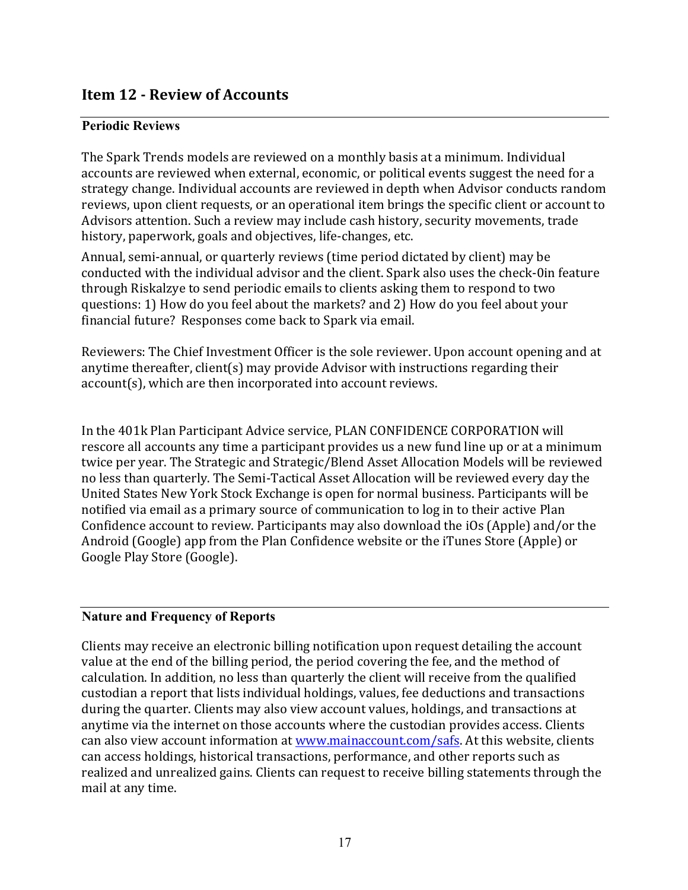## Item 12 - Review of Accounts

### Periodic Reviews

The Spark Trends models are reviewed on a monthly basis at a minimum. Individual accounts are reviewed when external, economic, or political events suggest the need for a strategy change. Individual accounts are reviewed in depth when Advisor conducts random reviews, upon client requests, or an operational item brings the specific client or account to Advisors attention. Such a review may include cash history, security movements, trade history, paperwork, goals and objectives, life-changes, etc.

Annual, semi-annual, or quarterly reviews (time period dictated by client) may be conducted with the individual advisor and the client. Spark also uses the check-0in feature through Riskalzye to send periodic emails to clients asking them to respond to two questions: 1) How do you feel about the markets? and 2) How do you feel about your financial future? Responses come back to Spark via email.

Reviewers: The Chief Investment Officer is the sole reviewer. Upon account opening and at anytime thereafter, client(s) may provide Advisor with instructions regarding their account(s), which are then incorporated into account reviews.

In the 401k Plan Participant Advice service, PLAN CONFIDENCE CORPORATION will rescore all accounts any time a participant provides us a new fund line up or at a minimum twice per year. The Strategic and Strategic/Blend Asset Allocation Models will be reviewed no less than quarterly. The Semi-Tactical Asset Allocation will be reviewed every day the United States New York Stock Exchange is open for normal business. Participants will be notified via email as a primary source of communication to log in to their active Plan Confidence account to review. Participants may also download the iOs (Apple) and/or the Android (Google) app from the Plan Confidence website or the iTunes Store (Apple) or Google Play Store (Google).

### Nature and Frequency of Reports

Clients may receive an electronic billing notification upon request detailing the account value at the end of the billing period, the period covering the fee, and the method of calculation. In addition, no less than quarterly the client will receive from the qualified custodian a report that lists individual holdings, values, fee deductions and transactions during the quarter. Clients may also view account values, holdings, and transactions at anytime via the internet on those accounts where the custodian provides access. Clients can also view account information at [www.mainaccount.com/safs](www.mainaccount.com/safs). At this website, clients can access holdings, historical transactions, performance, and other reports such as realized and unrealized gains. Clients can request to receive billing statements through the mail at any time.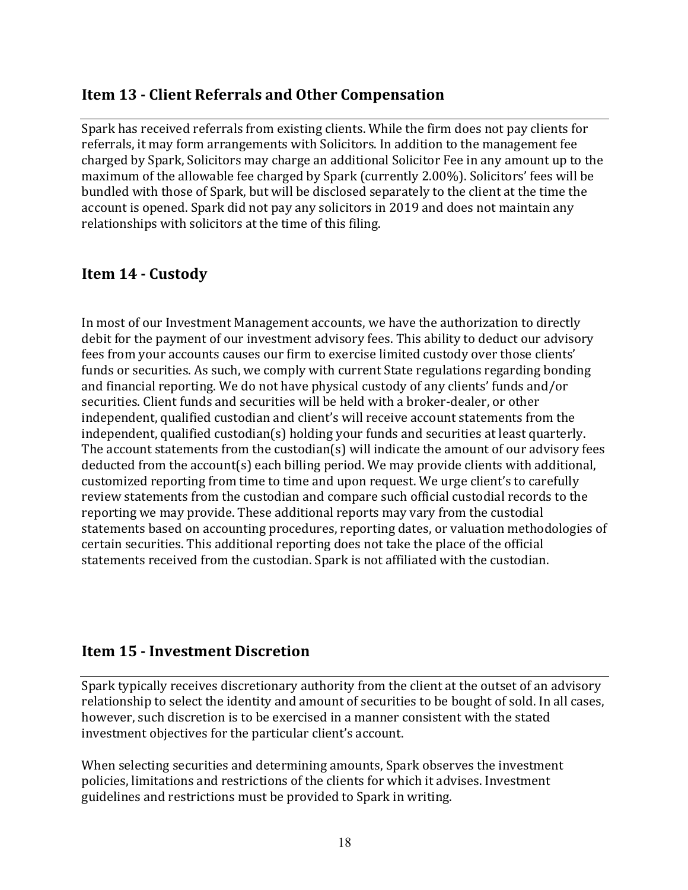## Item 13 - Client Referrals and Other Compensation

Spark has received referrals from existing clients. While the firm does not pay clients for referrals, it may form arrangements with Solicitors. In addition to the management fee charged by Spark, Solicitors may charge an additional Solicitor Fee in any amount up to the maximum of the allowable fee charged by Spark (currently 2.00%). Solicitors' fees will be bundled with those of Spark, but will be disclosed separately to the client at the time the account is opened. Spark did not pay any solicitors in 2019 and does not maintain any relationships with solicitors at the time of this filing.

## Item 14 - Custody

In most of our Investment Management accounts, we have the authorization to directly debit for the payment of our investment advisory fees. This ability to deduct our advisory fees from your accounts causes our firm to exercise limited custody over those clients' funds or securities. As such, we comply with current State regulations regarding bonding and financial reporting. We do not have physical custody of any clients' funds and/or securities. Client funds and securities will be held with a broker-dealer, or other independent, qualified custodian and client's will receive account statements from the independent, qualified custodian(s) holding your funds and securities at least quarterly. The account statements from the custodian(s) will indicate the amount of our advisory fees deducted from the account(s) each billing period. We may provide clients with additional, customized reporting from time to time and upon request. We urge client's to carefully review statements from the custodian and compare such official custodial records to the reporting we may provide. These additional reports may vary from the custodial statements based on accounting procedures, reporting dates, or valuation methodologies of certain securities. This additional reporting does not take the place of the official statements received from the custodian. Spark is not affiliated with the custodian.

## Item 15 - Investment Discretion

Spark typically receives discretionary authority from the client at the outset of an advisory relationship to select the identity and amount of securities to be bought of sold. In all cases, however, such discretion is to be exercised in a manner consistent with the stated investment objectives for the particular client's account.

When selecting securities and determining amounts, Spark observes the investment policies, limitations and restrictions of the clients for which it advises. Investment guidelines and restrictions must be provided to Spark in writing.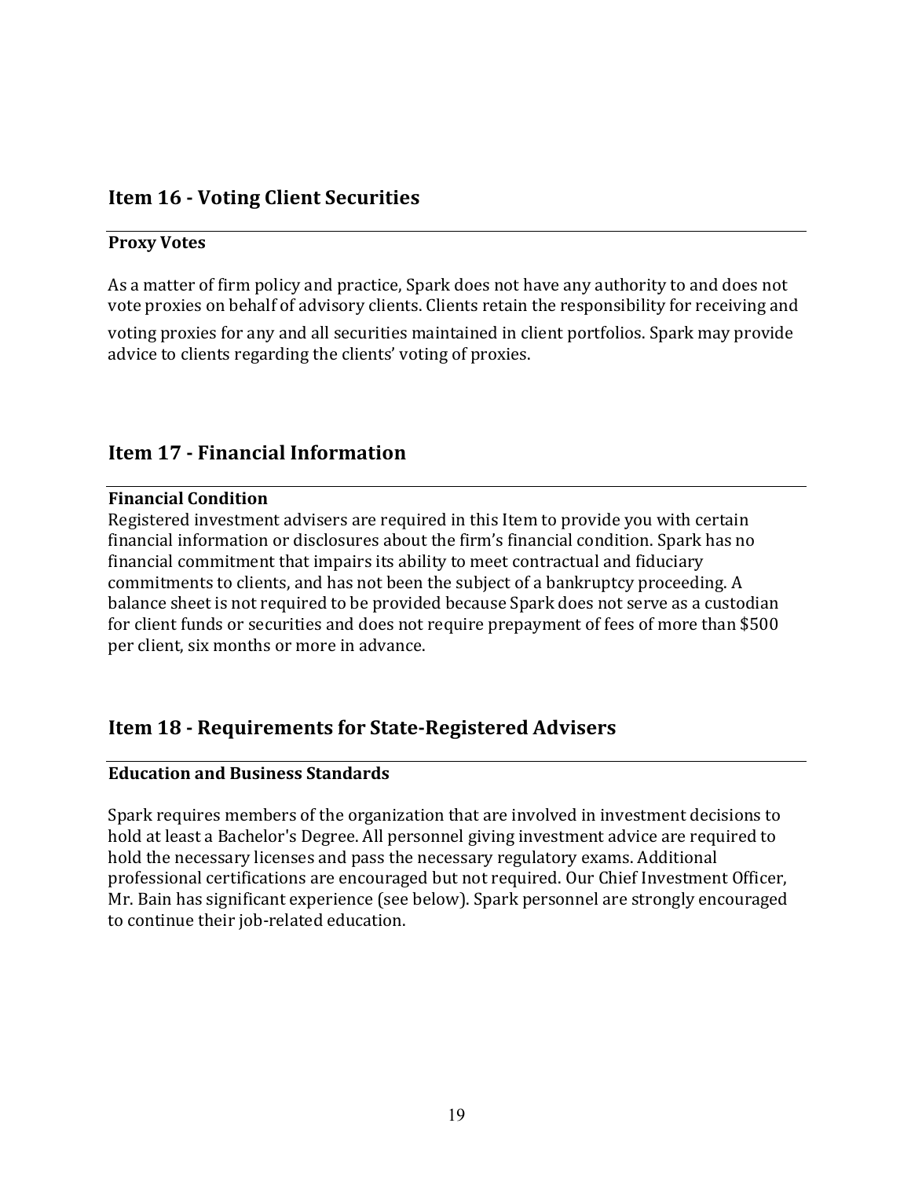## Item 16 - Voting Client Securities

### Proxy Votes

As a matter of firm policy and practice, Spark does not have any authority to and does not vote proxies on behalf of advisory clients. Clients retain the responsibility for receiving and voting proxies for any and all securities maintained in client portfolios. Spark may provide advice to clients regarding the clients' voting of proxies.

## Item 17 - Financial Information

### Financial Condition

Registered investment advisers are required in this Item to provide you with certain financial information or disclosures about the firm's financial condition. Spark has no financial commitment that impairs its ability to meet contractual and fiduciary commitments to clients, and has not been the subject of a bankruptcy proceeding. A balance sheet is not required to be provided because Spark does not serve as a custodian for client funds or securities and does not require prepayment of fees of more than $500 per client, six months or more in advance.

## Item 18 - Requirements for State-Registered Advisers

### Education and Business Standards

Spark requires members of the organization that are involved in investment decisions to hold at least a Bachelor's Degree. All personnel giving investment advice are required to hold the necessary licenses and pass the necessary regulatory exams. Additional professional certifications are encouraged but not required. Our Chief Investment Officer, Mr. Bain has significant experience (see below). Spark personnel are strongly encouraged to continue their job-related education.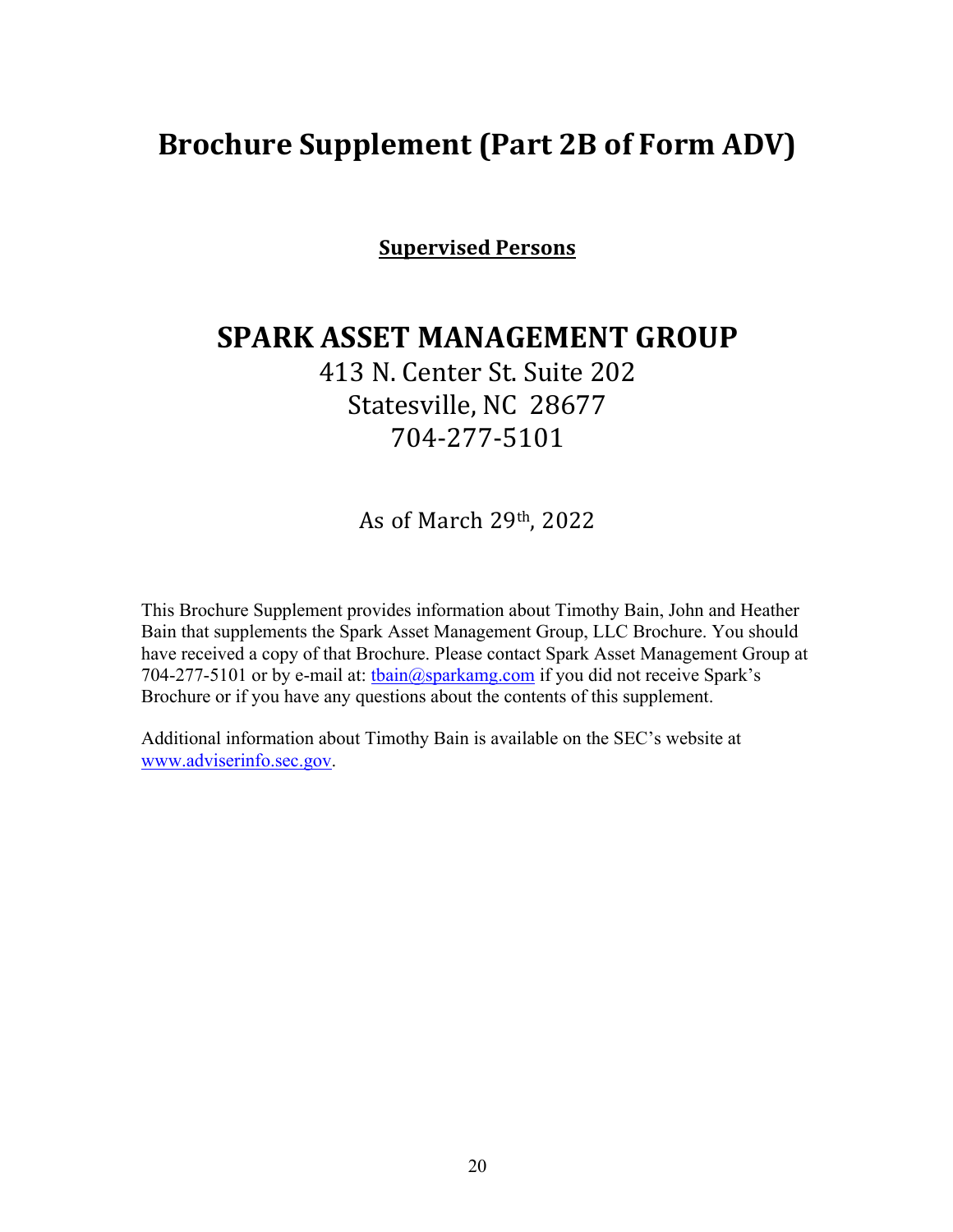# Brochure Supplement (Part 2B of Form ADV)

**Supervised Persons**

## SPARK ASSET MANAGEMENT GROUP

413 N. Center St. Suite 202
Statesville, NC 28677
704-277-5101

As of March 29th, 2022

This Brochure Supplement provides information about Timothy Bain, John and Heather Bain that supplements the Spark Asset Management Group, LLC Brochure. You should have received a copy of that Brochure. Please contact Spark Asset Management Group at 704-277-5101 or by e-mail at: tbain@sparkamg.com if you did not receive Spark's Brochure or if you have any questions about the contents of this supplement.

Additional information about Timothy Bain is available on the SEC's website at www.adviserinfo.sec.gov.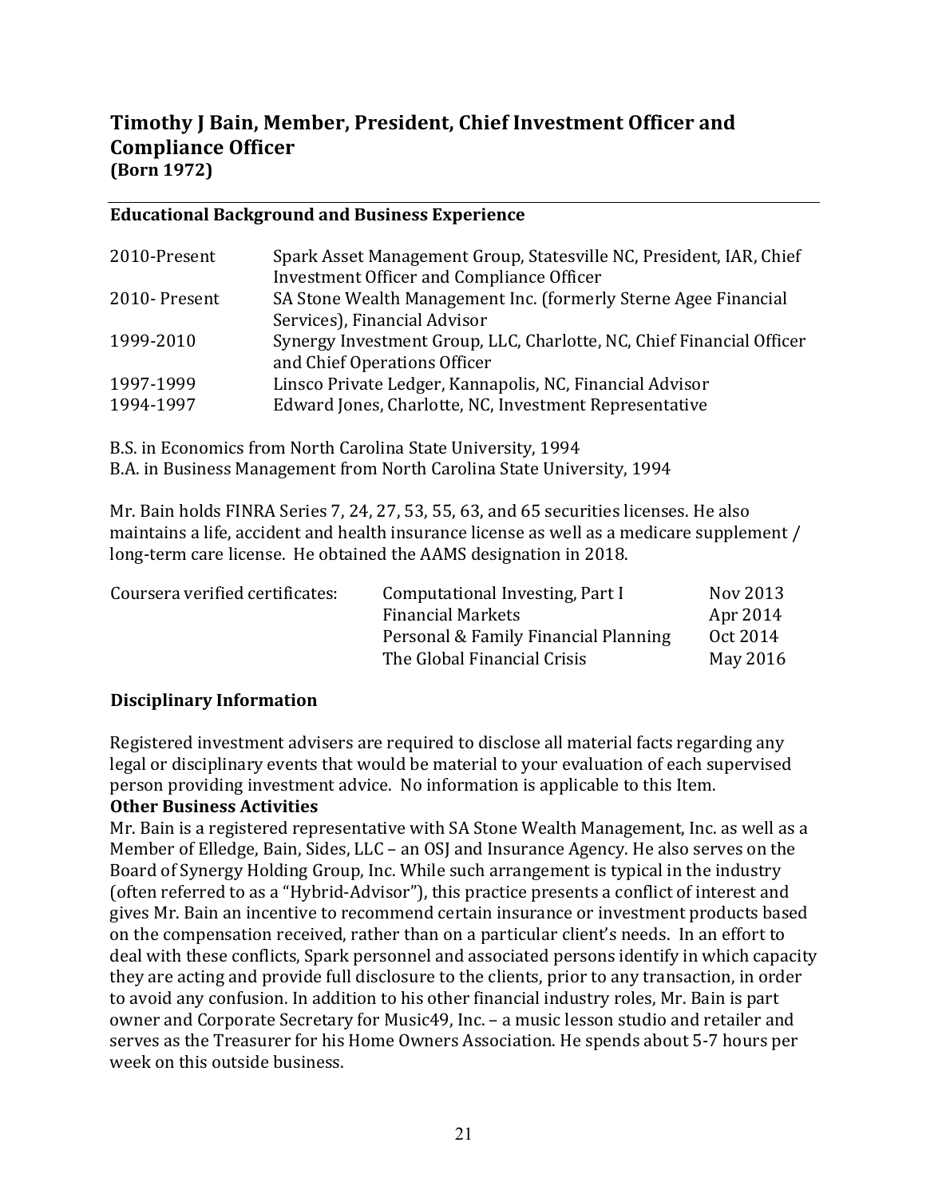## Timothy J Bain, Member, President, Chief Investment Officer and Compliance Officer
**(Born 1972)**

### Educational Background and Business Experience

| | |
|---|---|
| 2010-Present | Spark Asset Management Group, Statesville NC, President, IAR, Chief Investment Officer and Compliance Officer |
| 2010- Present | SA Stone Wealth Management Inc. (formerly Sterne Agee Financial Services), Financial Advisor |
| 1999-2010 | Synergy Investment Group, LLC, Charlotte, NC, Chief Financial Officer and Chief Operations Officer |
| 1997-1999 | Linsco Private Ledger, Kannapolis, NC, Financial Advisor |
| 1994-1997 | Edward Jones, Charlotte, NC, Investment Representative |

B.S. in Economics from North Carolina State University, 1994
B.A. in Business Management from North Carolina State University, 1994

Mr. Bain holds FINRA Series 7, 24, 27, 53, 55, 63, and 65 securities licenses. He also maintains a life, accident and health insurance license as well as a medicare supplement / long-term care license. He obtained the AAMS designation in 2018.

| Coursera verified certificates: | | |
|---|---|---|
| | Computational Investing, Part I | Nov 2013 |
| | Financial Markets | Apr 2014 |
| | Personal & Family Financial Planning | Oct 2014 |
| | The Global Financial Crisis | May 2016 |

### Disciplinary Information

Registered investment advisers are required to disclose all material facts regarding any legal or disciplinary events that would be material to your evaluation of each supervised person providing investment advice. No information is applicable to this Item.

### Other Business Activities

Mr. Bain is a registered representative with SA Stone Wealth Management, Inc. as well as a Member of Elledge, Bain, Sides, LLC – an OSJ and Insurance Agency. He also serves on the Board of Synergy Holding Group, Inc. While such arrangement is typical in the industry (often referred to as a "Hybrid-Advisor"), this practice presents a conflict of interest and gives Mr. Bain an incentive to recommend certain insurance or investment products based on the compensation received, rather than on a particular client's needs. In an effort to deal with these conflicts, Spark personnel and associated persons identify in which capacity they are acting and provide full disclosure to the clients, prior to any transaction, in order to avoid any confusion. In addition to his other financial industry roles, Mr. Bain is part owner and Corporate Secretary for Music49, Inc. – a music lesson studio and retailer and serves as the Treasurer for his Home Owners Association. He spends about 5-7 hours per week on this outside business.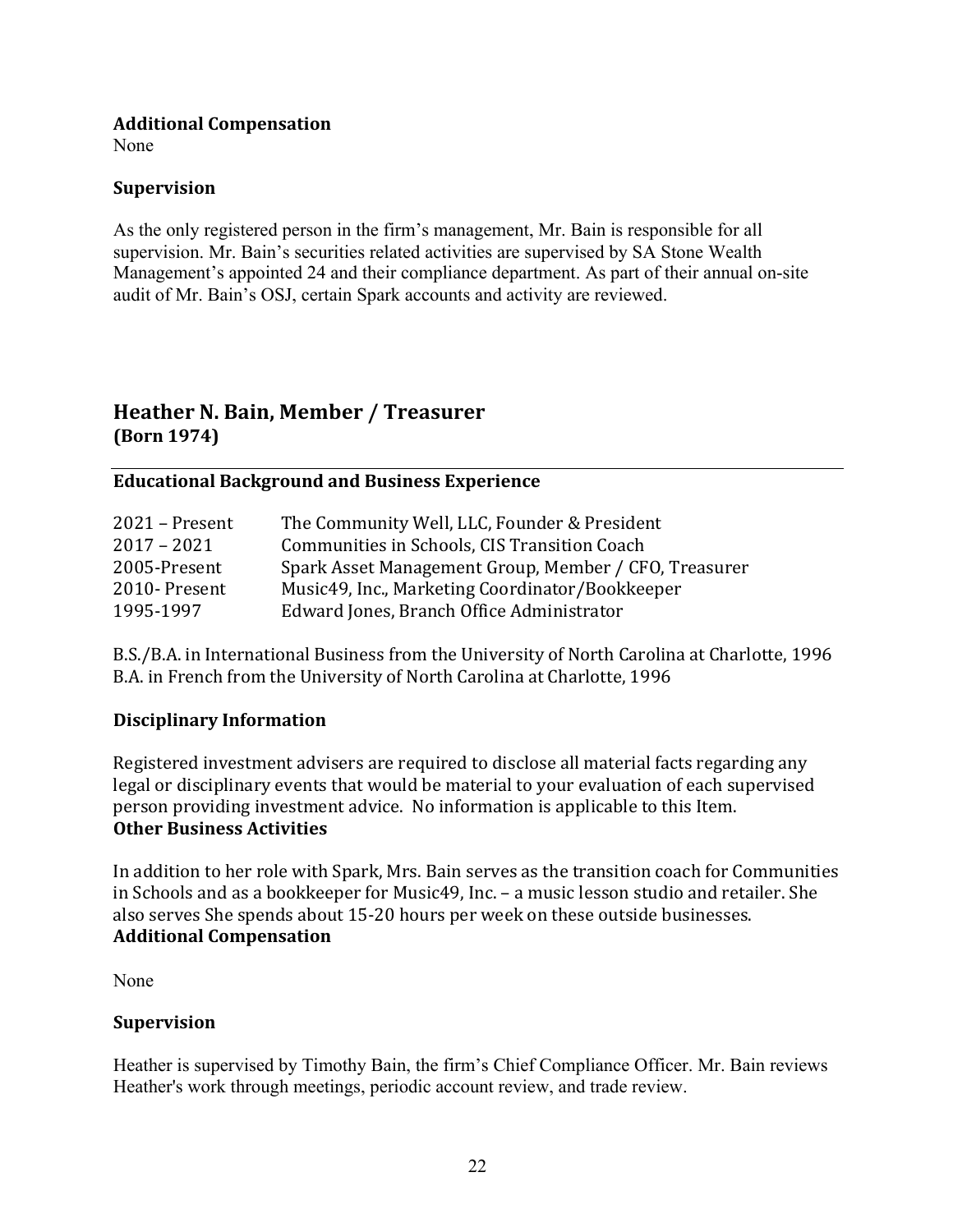### Additional Compensation

None

### Supervision

As the only registered person in the firm's management, Mr. Bain is responsible for all supervision. Mr. Bain's securities related activities are supervised by SA Stone Wealth Management's appointed 24 and their compliance department. As part of their annual on-site audit of Mr. Bain's OSJ, certain Spark accounts and activity are reviewed.

## Heather N. Bain, Member / Treasurer
**(Born 1974)**

### Educational Background and Business Experience

| | |
|---|---|
| 2021 – Present | The Community Well, LLC, Founder & President |
| 2017 – 2021 | Communities in Schools, CIS Transition Coach |
| 2005-Present | Spark Asset Management Group, Member / CFO, Treasurer |
| 2010- Present | Music49, Inc., Marketing Coordinator/Bookkeeper |
| 1995-1997 | Edward Jones, Branch Office Administrator |

B.S./B.A. in International Business from the University of North Carolina at Charlotte, 1996
B.A. in French from the University of North Carolina at Charlotte, 1996

### Disciplinary Information

Registered investment advisers are required to disclose all material facts regarding any legal or disciplinary events that would be material to your evaluation of each supervised person providing investment advice. No information is applicable to this Item.

### Other Business Activities

In addition to her role with Spark, Mrs. Bain serves as the transition coach for Communities in Schools and as a bookkeeper for Music49, Inc. – a music lesson studio and retailer. She also serves She spends about 15-20 hours per week on these outside businesses.

### Additional Compensation

None

### Supervision

Heather is supervised by Timothy Bain, the firm's Chief Compliance Officer. Mr. Bain reviews Heather's work through meetings, periodic account review, and trade review.